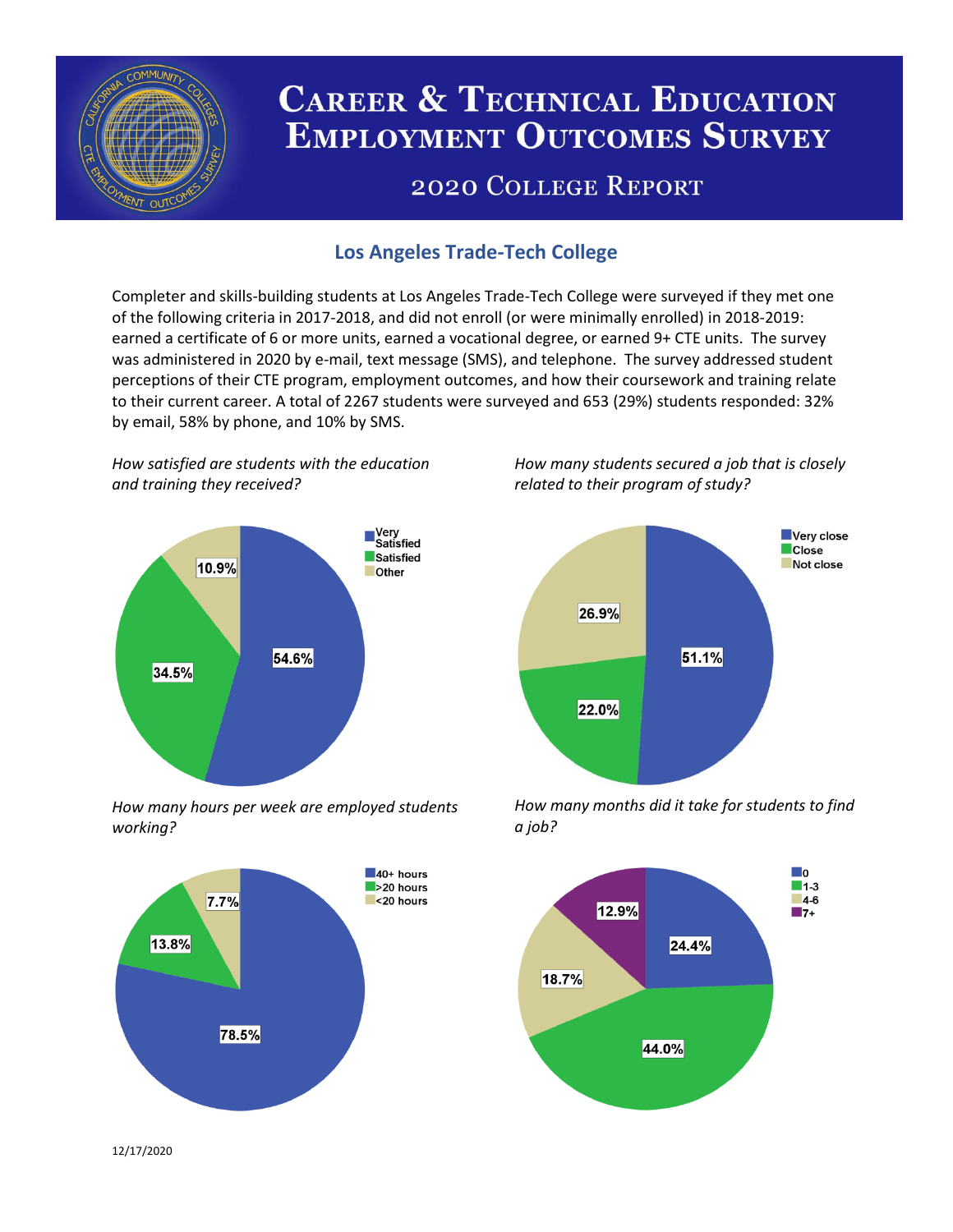# Career & Technical Education Employment Outcomes Survey

## 2020 College Report

### Los Angeles Trade-Tech College

Completer and skills-building students at Los Angeles Trade-Tech College were surveyed if they met one of the following criteria in 2017-2018, and did not enroll (or were minimally enrolled) in 2018-2019: earned a certificate of 6 or more units, earned a vocational degree, or earned 9+ CTE units. The survey was administered in 2020 by e-mail, text message (SMS), and telephone. The survey addressed student perceptions of their CTE program, employment outcomes, and how their coursework and training relate to their current career. A total of 2267 students were surveyed and 653 (29%) students responded: 32% by email, 58% by phone, and 10% by SMS.

*How satisfied are students with the education and training they received?*

| Response | Percent |
|---|---|
| Very Satisfied | 54.6% |
| Satisfied | 34.5% |
| Other | 10.9% |

*How many students secured a job that is closely related to their program of study?*

| Response | Percent |
|---|---|
| Very close | 51.1% |
| Close | 22.0% |
| Not close | 26.9% |

*How many hours per week are employed students working?*

| Response | Percent |
|---|---|
| 40+ hours | 78.5% |
| >20 hours | 13.8% |
| <20 hours | 7.7% |

*How many months did it take for students to find a job?*

| Months | Percent |
|---|---|
| 0 | 24.4% |
| 1-3 | 44.0% |
| 4-6 | 18.7% |
| 7+ | 12.9% |

12/17/2020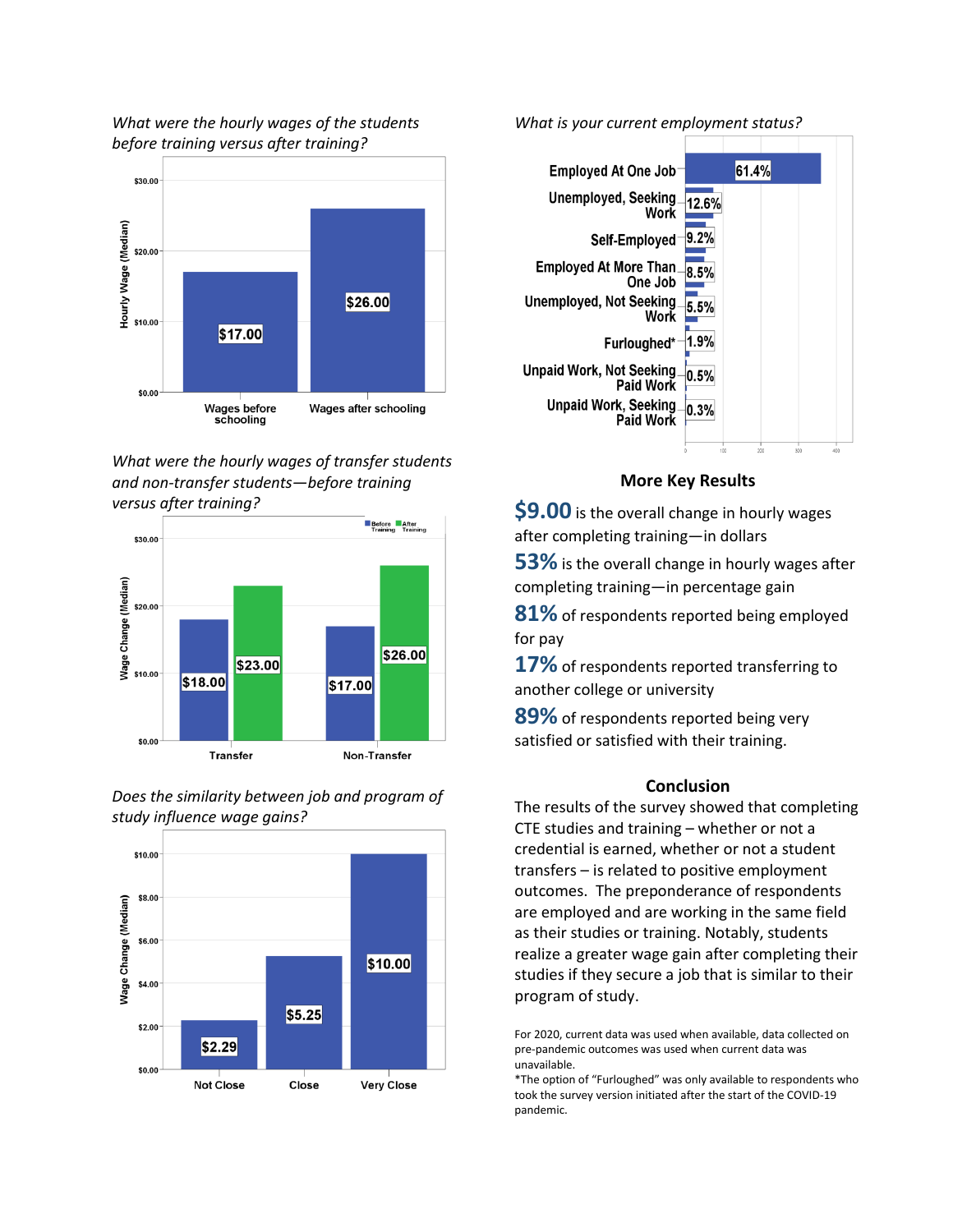*What were the hourly wages of the students before training versus after training?*

Hourly Wage (Median)

$30.00
$20.00
$10.00
$0.00

$17.00
$26.00

Wages before schooling
Wages after schooling

*What were the hourly wages of transfer students and non-transfer students—before training versus after training?*

Before Training
After Training

Wage Change (Median)

$30.00
$20.00
$10.00
$0.00

$18.00
$23.00
$17.00
$26.00

Transfer
Non-Transfer

*Does the similarity between job and program of study influence wage gains?*

Wage Change (Median)

$10.00
$8.00
$6.00
$4.00
$2.00
$0.00

$2.29
$5.25
$10.00

Not Close
Close
Very Close

*What is your current employment status?*

Employed At One Job 61.4%
Unemployed, Seeking Work 12.6%
Self-Employed 9.2%
Employed At More Than One Job 8.5%
Unemployed, Not Seeking Work 5.5%
Furloughed* 1.9%
Unpaid Work, Not Seeking Paid Work 0.5%
Unpaid Work, Seeking Paid Work 0.3%

0
100
200
300
400

### More Key Results

**$9.00** is the overall change in hourly wages after completing training—in dollars

**53%** is the overall change in hourly wages after completing training—in percentage gain

**81%** of respondents reported being employed for pay

**17%** of respondents reported transferring to another college or university

**89%** of respondents reported being very satisfied or satisfied with their training.

### Conclusion

The results of the survey showed that completing CTE studies and training – whether or not a credential is earned, whether or not a student transfers – is related to positive employment outcomes. The preponderance of respondents are employed and are working in the same field as their studies or training. Notably, students realize a greater wage gain after completing their studies if they secure a job that is similar to their program of study.

For 2020, current data was used when available, data collected on pre-pandemic outcomes was used when current data was unavailable.
*The option of "Furloughed" was only available to respondents who took the survey version initiated after the start of the COVID-19 pandemic.